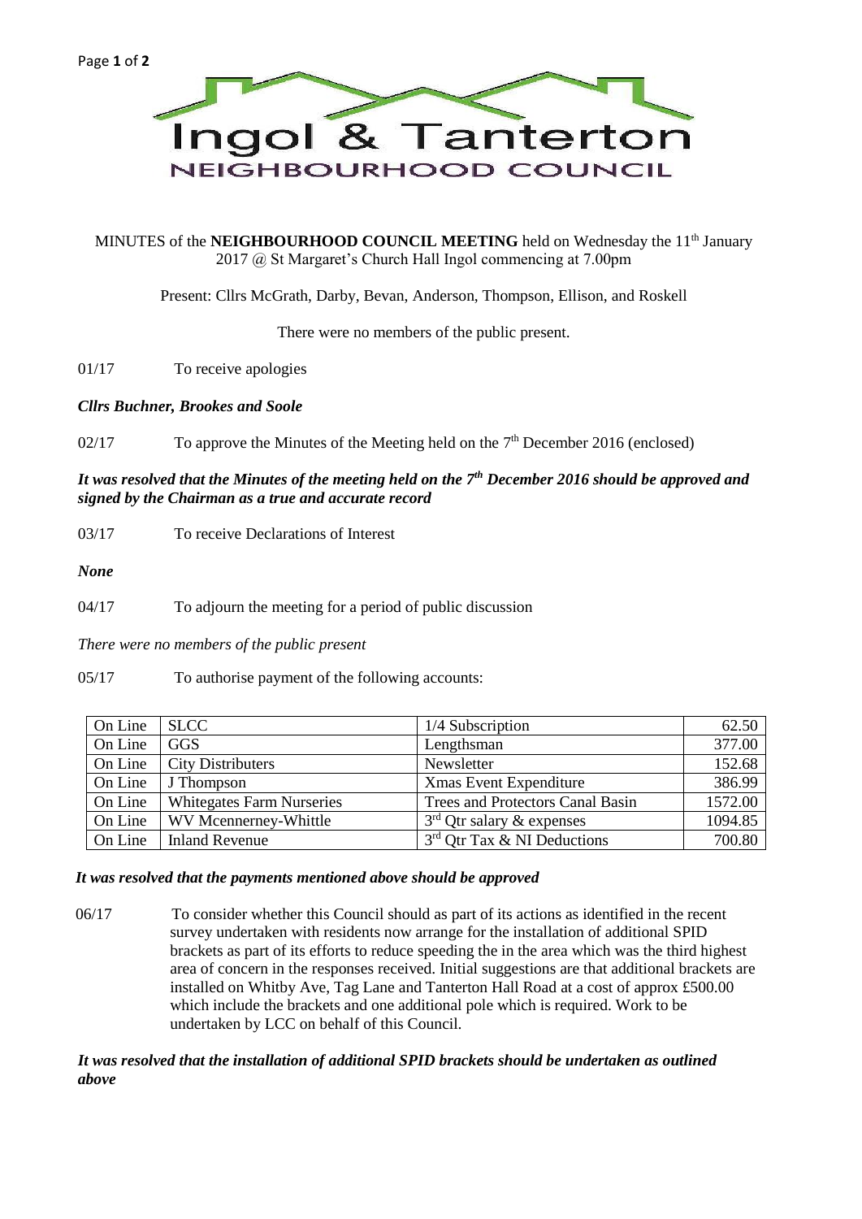# Ingol & Tanterton

## NEIGHBOURHOOD COUNCIL

MINUTES of the **NEIGHBOURHOOD COUNCIL MEETING** held on Wednesday the 11th January 2017 @ St Margaret's Church Hall Ingol commencing at 7.00pm

Present: Cllrs McGrath, Darby, Bevan, Anderson, Thompson, Ellison, and Roskell

There were no members of the public present.

01/17 To receive apologies

***Cllrs Buchner, Brookes and Soole***

02/17 To approve the Minutes of the Meeting held on the 7th December 2016 (enclosed)

***It was resolved that the Minutes of the meeting held on the 7th December 2016 should be approved and signed by the Chairman as a true and accurate record***

03/17 To receive Declarations of Interest

***None***

04/17 To adjourn the meeting for a period of public discussion

*There were no members of the public present*

05/17 To authorise payment of the following accounts:

| | | | |
|---|---|---|---|
| On Line | SLCC | 1/4 Subscription | 62.50 |
| On Line | GGS | Lengthsman | 377.00 |
| On Line | City Distributers | Newsletter | 152.68 |
| On Line | J Thompson | Xmas Event Expenditure | 386.99 |
| On Line | Whitegates Farm Nurseries | Trees and Protectors Canal Basin | 1572.00 |
| On Line | WV Mcennerney-Whittle | 3rd Qtr salary & expenses | 1094.85 |
| On Line | Inland Revenue | 3rd Qtr Tax & NI Deductions | 700.80 |

***It was resolved that the payments mentioned above should be approved***

06/17 To consider whether this Council should as part of its actions as identified in the recent survey undertaken with residents now arrange for the installation of additional SPID brackets as part of its efforts to reduce speeding the in the area which was the third highest area of concern in the responses received. Initial suggestions are that additional brackets are installed on Whitby Ave, Tag Lane and Tanterton Hall Road at a cost of approx £500.00 which include the brackets and one additional pole which is required. Work to be undertaken by LCC on behalf of this Council.

***It was resolved that the installation of additional SPID brackets should be undertaken as outlined above***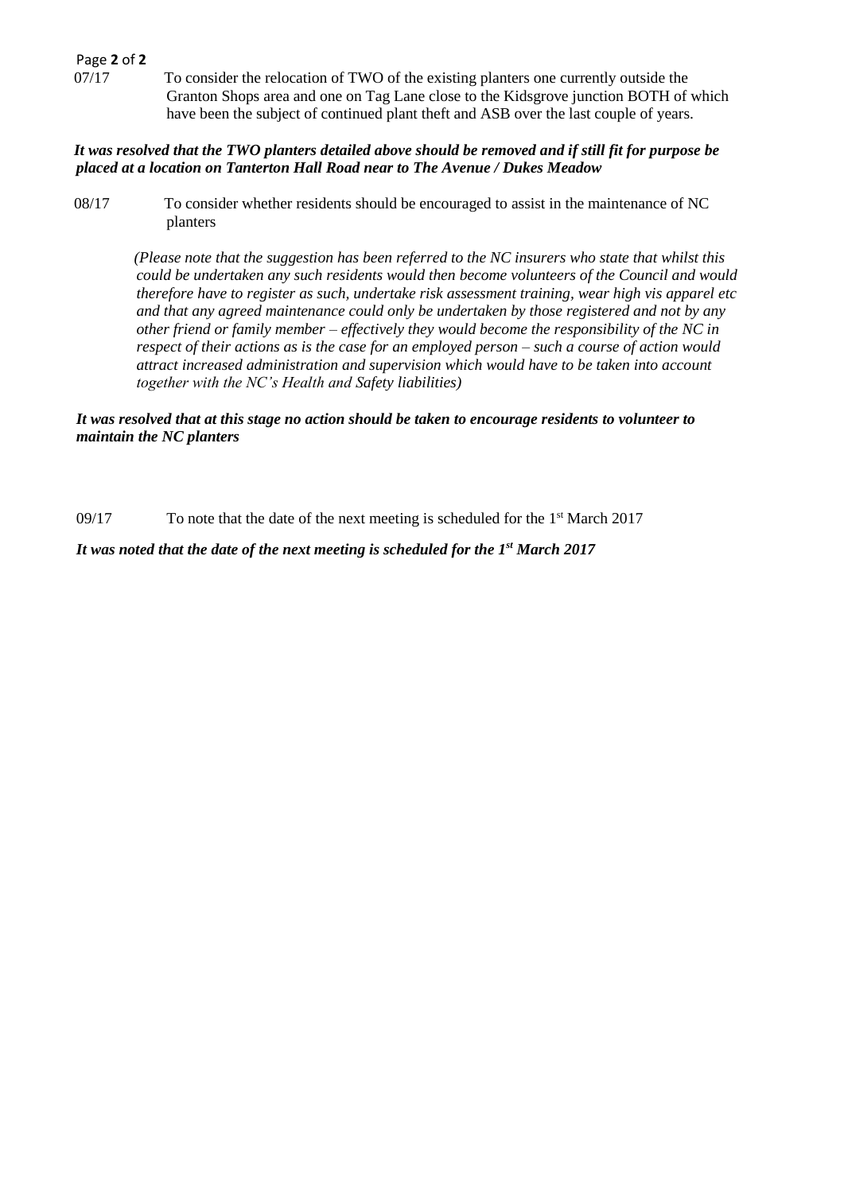07/17 To consider the relocation of TWO of the existing planters one currently outside the Granton Shops area and one on Tag Lane close to the Kidsgrove junction BOTH of which have been the subject of continued plant theft and ASB over the last couple of years.

***It was resolved that the TWO planters detailed above should be removed and if still fit for purpose be placed at a location on Tanterton Hall Road near to The Avenue / Dukes Meadow***

08/17 To consider whether residents should be encouraged to assist in the maintenance of NC planters

*(Please note that the suggestion has been referred to the NC insurers who state that whilst this could be undertaken any such residents would then become volunteers of the Council and would therefore have to register as such, undertake risk assessment training, wear high vis apparel etc and that any agreed maintenance could only be undertaken by those registered and not by any other friend or family member – effectively they would become the responsibility of the NC in respect of their actions as is the case for an employed person – such a course of action would attract increased administration and supervision which would have to be taken into account together with the NC's Health and Safety liabilities)*

***It was resolved that at this stage no action should be taken to encourage residents to volunteer to maintain the NC planters***

09/17 To note that the date of the next meeting is scheduled for the 1st March 2017

***It was noted that the date of the next meeting is scheduled for the 1st March 2017***